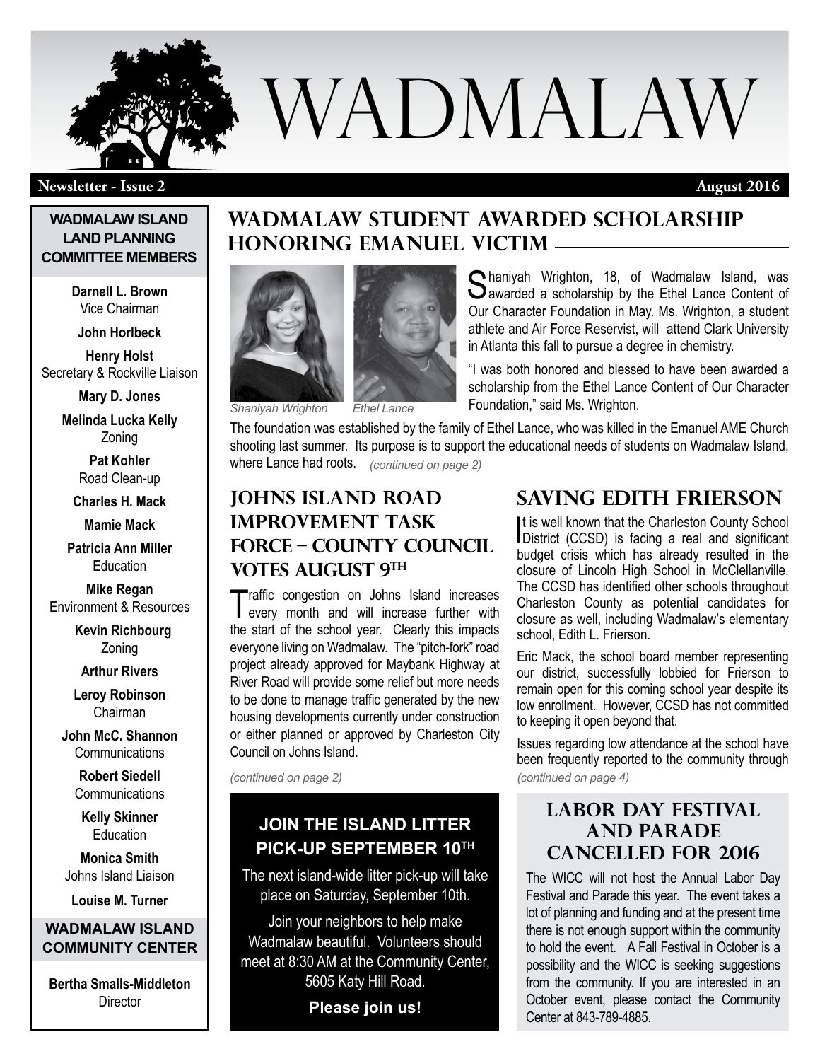# WADMALAW

**Newsletter - Issue 2** **August 2016**

**WADMALAW ISLAND LAND PLANNING COMMITTEE MEMBERS**

**Darnell L. Brown**
Vice Chairman

**John Horlbeck**

**Henry Holst**
Secretary & Rockville Liaison

**Mary D. Jones**

**Melinda Lucka Kelly**
Zoning

**Pat Kohler**
Road Clean-up

**Charles H. Mack**

**Mamie Mack**

**Patricia Ann Miller**
Education

**Mike Regan**
Environment & Resources

**Kevin Richbourg**
Zoning

**Arthur Rivers**

**Leroy Robinson**
Chairman

**John McC. Shannon**
Communications

**Robert Siedell**
Communications

**Kelly Skinner**
Education

**Monica Smith**
Johns Island Liaison

**Louise M. Turner**

**WADMALAW ISLAND COMMUNITY CENTER**

**Bertha Smalls-Middleton**
Director

## Wadmalaw Student Awarded Scholarship Honoring Emanuel Victim

*Shaniyah Wrighton* *Ethel Lance*

Shaniyah Wrighton, 18, of Wadmalaw Island, was awarded a scholarship by the Ethel Lance Content of Our Character Foundation in May. Ms. Wrighton, a student athlete and Air Force Reservist, will attend Clark University in Atlanta this fall to pursue a degree in chemistry.

"I was both honored and blessed to have been awarded a scholarship from the Ethel Lance Content of Our Character Foundation," said Ms. Wrighton.

The foundation was established by the family of Ethel Lance, who was killed in the Emanuel AME Church shooting last summer. Its purpose is to support the educational needs of students on Wadmalaw Island, where Lance had roots. *(continued on page 2)*

## Johns Island Road Improvement Task Force – County Council Votes August 9th

Traffic congestion on Johns Island increases every month and will increase further with the start of the school year. Clearly this impacts everyone living on Wadmalaw. The "pitch-fork" road project already approved for Maybank Highway at River Road will provide some relief but more needs to be done to manage traffic generated by the new housing developments currently under construction or either planned or approved by Charleston City Council on Johns Island.

*(continued on page 2)*

### JOIN THE ISLAND LITTER PICK-UP SEPTEMBER 10TH

The next island-wide litter pick-up will take place on Saturday, September 10th.

Join your neighbors to help make Wadmalaw beautiful. Volunteers should meet at 8:30 AM at the Community Center, 5605 Katy Hill Road.

**Please join us!**

## Saving Edith Frierson

It is well known that the Charleston County School District (CCSD) is facing a real and significant budget crisis which has already resulted in the closure of Lincoln High School in McClellanville. The CCSD has identified other schools throughout Charleston County as potential candidates for closure as well, including Wadmalaw's elementary school, Edith L. Frierson.

Eric Mack, the school board member representing our district, successfully lobbied for Frierson to remain open for this coming school year despite its low enrollment. However, CCSD has not committed to keeping it open beyond that.

Issues regarding low attendance at the school have been frequently reported to the community through *(continued on page 4)*

### Labor Day Festival and Parade Cancelled for 2016

The WICC will not host the Annual Labor Day Festival and Parade this year. The event takes a lot of planning and funding and at the present time there is not enough support within the community to hold the event. A Fall Festival in October is a possibility and the WICC is seeking suggestions from the community. If you are interested in an October event, please contact the Community Center at 843-789-4885.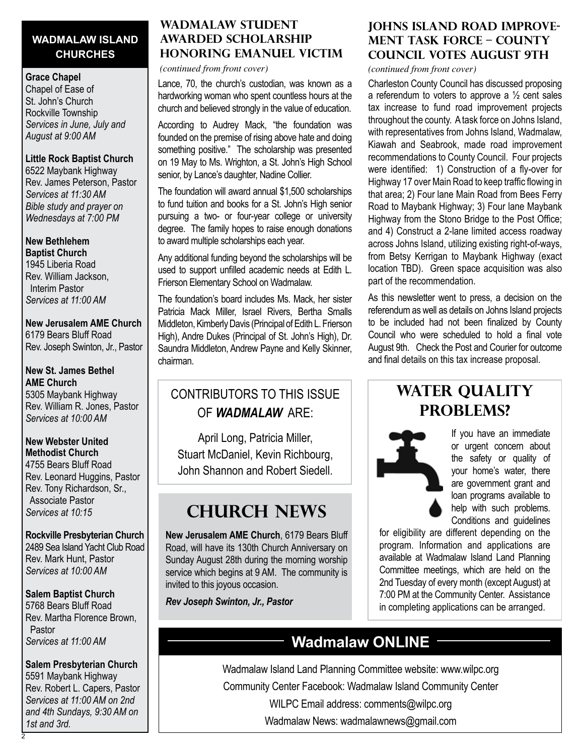## WADMALAW ISLAND CHURCHES

**Grace Chapel**
Chapel of Ease of
St. John's Church
Rockville Township
*Services in June, July and August at 9:00 AM*

**Little Rock Baptist Church**
6522 Maybank Highway
Rev. James Peterson, Pastor
*Services at 11:30 AM*
*Bible study and prayer on Wednesdays at 7:00 PM*

**New Bethlehem Baptist Church**
1945 Liberia Road
Rev. William Jackson, Interim Pastor
*Services at 11:00 AM*

**New Jerusalem AME Church**
6179 Bears Bluff Road
Rev. Joseph Swinton, Jr., Pastor

**New St. James Bethel AME Church**
5305 Maybank Highway
Rev. William R. Jones, Pastor
*Services at 10:00 AM*

**New Webster United Methodist Church**
4755 Bears Bluff Road
Rev. Leonard Huggins, Pastor
Rev. Tony Richardson, Sr., Associate Pastor
*Services at 10:15*

**Rockville Presbyterian Church**
2489 Sea Island Yacht Club Road
Rev. Mark Hunt, Pastor
*Services at 10:00 AM*

**Salem Baptist Church**
5768 Bears Bluff Road
Rev. Martha Florence Brown, Pastor
*Services at 11:00 AM*

**Salem Presbyterian Church**
5591 Maybank Highway
Rev. Robert L. Capers, Pastor
*Services at 11:00 AM on 2nd and 4th Sundays, 9:30 AM on 1st and 3rd.*

## Wadmalaw Student Awarded Scholarship Honoring Emanuel Victim

*(continued from front cover)*

Lance, 70, the church's custodian, was known as a hardworking woman who spent countless hours at the church and believed strongly in the value of education.

According to Audrey Mack, "the foundation was founded on the premise of rising above hate and doing something positive." The scholarship was presented on 19 May to Ms. Wrighton, a St. John's High School senior, by Lance's daughter, Nadine Collier.

The foundation will award annual $1,500 scholarships to fund tuition and books for a St. John's High senior pursuing a two- or four-year college or university degree. The family hopes to raise enough donations to award multiple scholarships each year.

Any additional funding beyond the scholarships will be used to support unfilled academic needs at Edith L. Frierson Elementary School on Wadmalaw.

The foundation's board includes Ms. Mack, her sister Patricia Mack Miller, Israel Rivers, Bertha Smalls Middleton, Kimberly Davis (Principal of Edith L. Frierson High), Andre Dukes (Principal of St. John's High), Dr. Saundra Middleton, Andrew Payne and Kelly Skinner, chairman.

## Johns Island Road Improvement Task Force – County Council Votes August 9th

*(continued from front cover)*

Charleston County Council has discussed proposing a referendum to voters to approve a ½ cent sales tax increase to fund road improvement projects throughout the county. A task force on Johns Island, with representatives from Johns Island, Wadmalaw, Kiawah and Seabrook, made road improvement recommendations to County Council. Four projects were identified: 1) Construction of a fly-over for Highway 17 over Main Road to keep traffic flowing in that area; 2) Four lane Main Road from Bees Ferry Road to Maybank Highway; 3) Four lane Maybank Highway from the Stono Bridge to the Post Office; and 4) Construct a 2-lane limited access roadway across Johns Island, utilizing existing right-of-ways, from Betsy Kerrigan to Maybank Highway (exact location TBD). Green space acquisition was also part of the recommendation.

As this newsletter went to press, a decision on the referendum as well as details on Johns Island projects to be included had not been finalized by County Council who were scheduled to hold a final vote August 9th. Check the Post and Courier for outcome and final details on this tax increase proposal.

CONTRIBUTORS TO THIS ISSUE OF ***WADMALAW*** ARE:

April Long, Patricia Miller, Stuart McDaniel, Kevin Richbourg, John Shannon and Robert Siedell.

## Church News

**New Jerusalem AME Church**, 6179 Bears Bluff Road, will have its 130th Church Anniversary on Sunday August 28th during the morning worship service which begins at 9 AM. The community is invited to this joyous occasion.

***Rev Joseph Swinton, Jr., Pastor***

## Water Quality Problems?

If you have an immediate or urgent concern about the safety or quality of your home's water, there are government grant and loan programs available to help with such problems. Conditions and guidelines for eligibility are different depending on the program. Information and applications are available at Wadmalaw Island Land Planning Committee meetings, which are held on the 2nd Tuesday of every month (except August) at 7:00 PM at the Community Center. Assistance in completing applications can be arranged.

## Wadmalaw ONLINE

Wadmalaw Island Land Planning Committee website: www.wilpc.org
Community Center Facebook: Wadmalaw Island Community Center
WILPC Email address: comments@wilpc.org
Wadmalaw News: wadmalawnews@gmail.com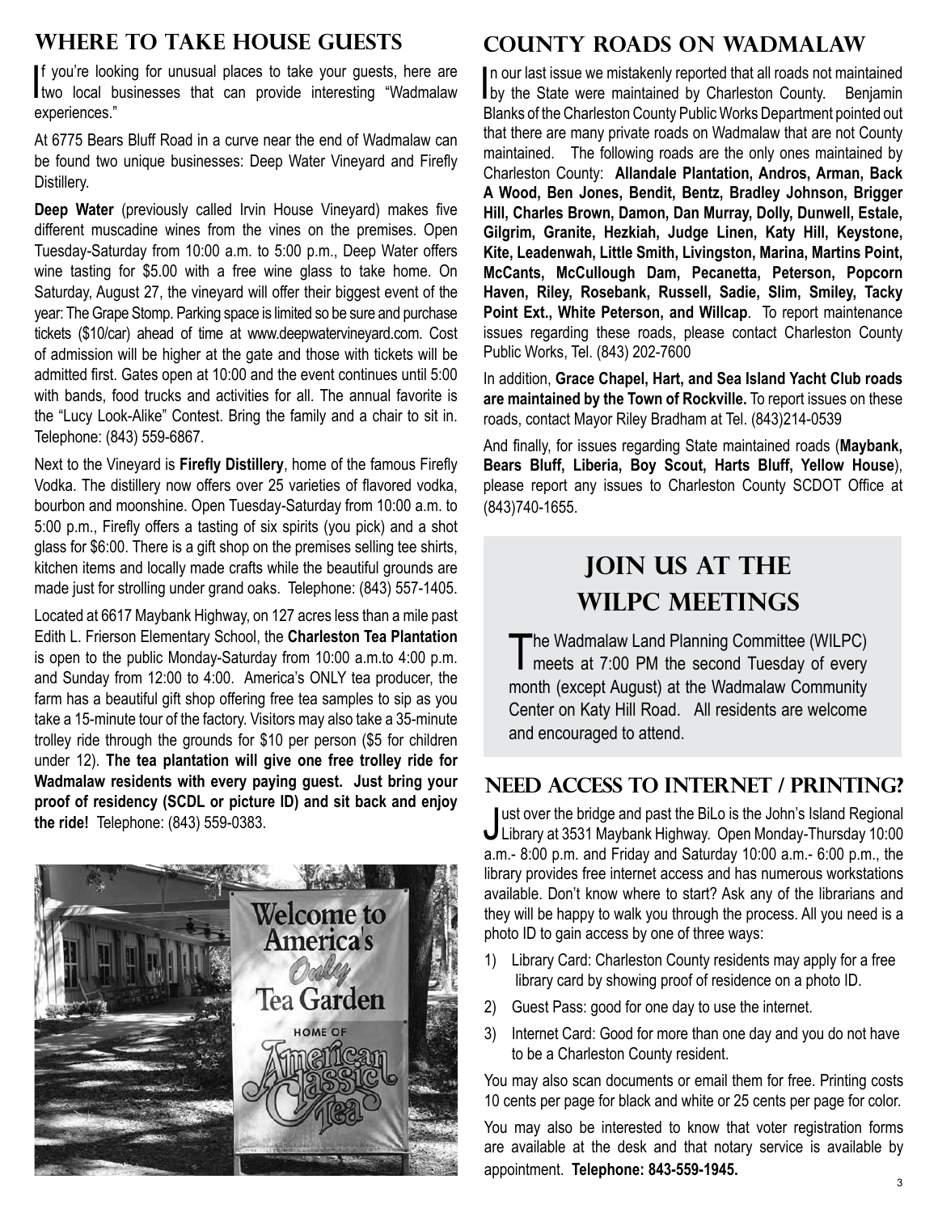## Where to Take House Guests

If you're looking for unusual places to take your guests, here are two local businesses that can provide interesting "Wadmalaw experiences."

At 6775 Bears Bluff Road in a curve near the end of Wadmalaw can be found two unique businesses: Deep Water Vineyard and Firefly Distillery.

**Deep Water** (previously called Irvin House Vineyard) makes five different muscadine wines from the vines on the premises. Open Tuesday-Saturday from 10:00 a.m. to 5:00 p.m., Deep Water offers wine tasting for $5.00 with a free wine glass to take home. On Saturday, August 27, the vineyard will offer their biggest event of the year: The Grape Stomp. Parking space is limited so be sure and purchase tickets ($10/car) ahead of time at www.deepwatervineyard.com. Cost of admission will be higher at the gate and those with tickets will be admitted first. Gates open at 10:00 and the event continues until 5:00 with bands, food trucks and activities for all. The annual favorite is the "Lucy Look-Alike" Contest. Bring the family and a chair to sit in. Telephone: (843) 559-6867.

Next to the Vineyard is **Firefly Distillery**, home of the famous Firefly Vodka. The distillery now offers over 25 varieties of flavored vodka, bourbon and moonshine. Open Tuesday-Saturday from 10:00 a.m. to 5:00 p.m., Firefly offers a tasting of six spirits (you pick) and a shot glass for $6:00. There is a gift shop on the premises selling tee shirts, kitchen items and locally made crafts while the beautiful grounds are made just for strolling under grand oaks. Telephone: (843) 557-1405.

Located at 6617 Maybank Highway, on 127 acres less than a mile past Edith L. Frierson Elementary School, the **Charleston Tea Plantation** is open to the public Monday-Saturday from 10:00 a.m.to 4:00 p.m. and Sunday from 12:00 to 4:00. America's ONLY tea producer, the farm has a beautiful gift shop offering free tea samples to sip as you take a 15-minute tour of the factory. Visitors may also take a 35-minute trolley ride through the grounds for $10 per person ($5 for children under 12). **The tea plantation will give one free trolley ride for Wadmalaw residents with every paying guest. Just bring your proof of residency (SCDL or picture ID) and sit back and enjoy the ride!** Telephone: (843) 559-0383.

## County Roads on Wadmalaw

In our last issue we mistakenly reported that all roads not maintained by the State were maintained by Charleston County. Benjamin Blanks of the Charleston County Public Works Department pointed out that there are many private roads on Wadmalaw that are not County maintained. The following roads are the only ones maintained by Charleston County: **Allandale Plantation, Andros, Arman, Back A Wood, Ben Jones, Bendit, Bentz, Bradley Johnson, Brigger Hill, Charles Brown, Damon, Dan Murray, Dolly, Dunwell, Estale, Gilgrim, Granite, Hezkiah, Judge Linen, Katy Hill, Keystone, Kite, Leadenwah, Little Smith, Livingston, Marina, Martins Point, McCants, McCullough Dam, Pecanetta, Peterson, Popcorn Haven, Riley, Rosebank, Russell, Sadie, Slim, Smiley, Tacky Point Ext., White Peterson, and Willcap**. To report maintenance issues regarding these roads, please contact Charleston County Public Works, Tel. (843) 202-7600

In addition, **Grace Chapel, Hart, and Sea Island Yacht Club roads are maintained by the Town of Rockville.** To report issues on these roads, contact Mayor Riley Bradham at Tel. (843)214-0539

And finally, for issues regarding State maintained roads (**Maybank, Bears Bluff, Liberia, Boy Scout, Harts Bluff, Yellow House**), please report any issues to Charleston County SCDOT Office at (843)740-1655.

## Join Us at the WILPC Meetings

The Wadmalaw Land Planning Committee (WILPC) meets at 7:00 PM the second Tuesday of every month (except August) at the Wadmalaw Community Center on Katy Hill Road. All residents are welcome and encouraged to attend.

## Need Access to Internet / Printing?

Just over the bridge and past the BiLo is the John's Island Regional Library at 3531 Maybank Highway. Open Monday-Thursday 10:00 a.m.- 8:00 p.m. and Friday and Saturday 10:00 a.m.- 6:00 p.m., the library provides free internet access and has numerous workstations available. Don't know where to start? Ask any of the librarians and they will be happy to walk you through the process. All you need is a photo ID to gain access by one of three ways:

1) Library Card: Charleston County residents may apply for a free library card by showing proof of residence on a photo ID.
2) Guest Pass: good for one day to use the internet.
3) Internet Card: Good for more than one day and you do not have to be a Charleston County resident.

You may also scan documents or email them for free. Printing costs 10 cents per page for black and white or 25 cents per page for color.

You may also be interested to know that voter registration forms are available at the desk and that notary service is available by appointment. **Telephone: 843-559-1945.**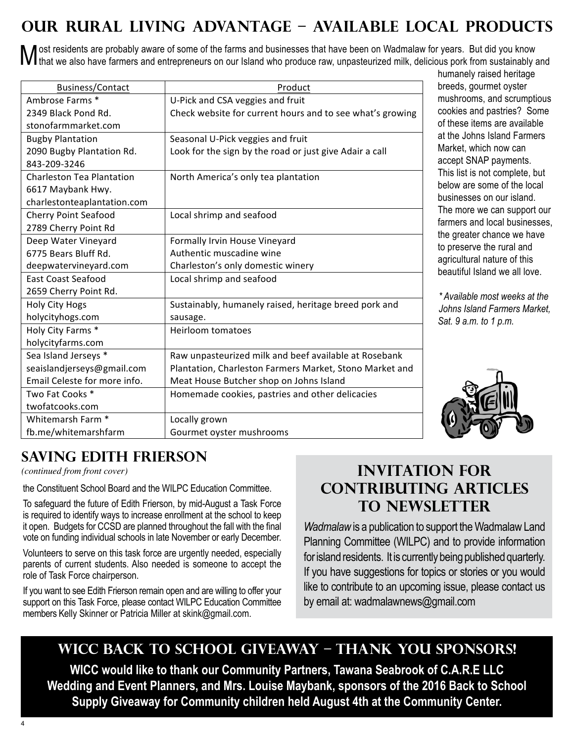## OUR RURAL LIVING ADVANTAGE – AVAILABLE LOCAL PRODUCTS

Most residents are probably aware of some of the farms and businesses that have been on Wadmalaw for years. But did you know that we also have farmers and entrepreneurs on our Island who produce raw, unpasteurized milk, delicious pork from sustainably and humanely raised heritage breeds, gourmet oyster mushrooms, and scrumptious cookies and pastries? Some of these items are available at the Johns Island Farmers Market, which now can accept SNAP payments. This list is not complete, but below are some of the local businesses on our island. The more we can support our farmers and local businesses, the greater chance we have to preserve the rural and agricultural nature of this beautiful Island we all love.

| Business/Contact | Product |
|---|---|
| Ambrose Farms *<br>2349 Black Pond Rd.<br>stonofarmmarket.com | U-Pick and CSA veggies and fruit<br>Check website for current hours and to see what's growing |
| Bugby Plantation<br>2090 Bugby Plantation Rd.<br>843-209-3246 | Seasonal U-Pick veggies and fruit<br>Look for the sign by the road or just give Adair a call |
| Charleston Tea Plantation<br>6617 Maybank Hwy.<br>charlestonteaplantation.com | North America's only tea plantation |
| Cherry Point Seafood<br>2789 Cherry Point Rd | Local shrimp and seafood |
| Deep Water Vineyard<br>6775 Bears Bluff Rd.<br>deepwatervineyard.com | Formally Irvin House Vineyard<br>Authentic muscadine wine<br>Charleston's only domestic winery |
| East Coast Seafood<br>2659 Cherry Point Rd. | Local shrimp and seafood |
| Holy City Hogs<br>holycityhogs.com | Sustainably, humanely raised, heritage breed pork and sausage. |
| Holy City Farms *<br>holycityfarms.com | Heirloom tomatoes |
| Sea Island Jerseys *<br>seaislandjerseys@gmail.com<br>Email Celeste for more info. | Raw unpasteurized milk and beef available at Rosebank Plantation, Charleston Farmers Market, Stono Market and Meat House Butcher shop on Johns Island |
| Two Fat Cooks *<br>twofatcooks.com | Homemade cookies, pastries and other delicacies |
| Whitemarsh Farm *<br>fb.me/whitemarshfarm | Locally grown<br>Gourmet oyster mushrooms |

*\* Available most weeks at the Johns Island Farmers Market, Sat. 9 a.m. to 1 p.m.*

## SAVING EDITH FRIERSON

*(continued from front cover)*

the Constituent School Board and the WILPC Education Committee.

To safeguard the future of Edith Frierson, by mid-August a Task Force is required to identify ways to increase enrollment at the school to keep it open. Budgets for CCSD are planned throughout the fall with the final vote on funding individual schools in late November or early December.

Volunteers to serve on this task force are urgently needed, especially parents of current students. Also needed is someone to accept the role of Task Force chairperson.

If you want to see Edith Frierson remain open and are willing to offer your support on this Task Force, please contact WILPC Education Committee members Kelly Skinner or Patricia Miller at skink@gmail.com.

## INVITATION FOR CONTRIBUTING ARTICLES TO NEWSLETTER

*Wadmalaw* is a publication to support the Wadmalaw Land Planning Committee (WILPC) and to provide information for island residents. It is currently being published quarterly. If you have suggestions for topics or stories or you would like to contribute to an upcoming issue, please contact us by email at: wadmalawnews@gmail.com

## WICC BACK TO SCHOOL GIVEAWAY – THANK YOU SPONSORS!

**WICC would like to thank our Community Partners, Tawana Seabrook of C.A.R.E LLC Wedding and Event Planners, and Mrs. Louise Maybank, sponsors of the 2016 Back to School Supply Giveaway for Community children held August 4th at the Community Center.**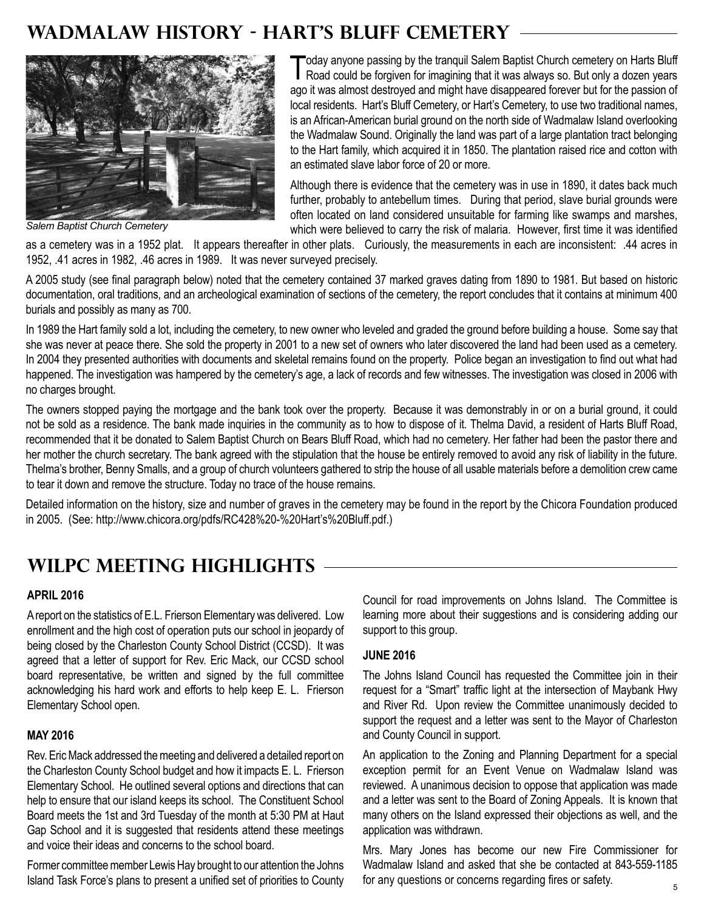## WADMALAW HISTORY - HART'S BLUFF CEMETERY

*Salem Baptist Church Cemetery*

Today anyone passing by the tranquil Salem Baptist Church cemetery on Harts Bluff Road could be forgiven for imagining that it was always so. But only a dozen years ago it was almost destroyed and might have disappeared forever but for the passion of local residents. Hart's Bluff Cemetery, or Hart's Cemetery, to use two traditional names, is an African-American burial ground on the north side of Wadmalaw Island overlooking the Wadmalaw Sound. Originally the land was part of a large plantation tract belonging to the Hart family, which acquired it in 1850. The plantation raised rice and cotton with an estimated slave labor force of 20 or more.

Although there is evidence that the cemetery was in use in 1890, it dates back much further, probably to antebellum times. During that period, slave burial grounds were often located on land considered unsuitable for farming like swamps and marshes, which were believed to carry the risk of malaria. However, first time it was identified as a cemetery was in a 1952 plat. It appears thereafter in other plats. Curiously, the measurements in each are inconsistent: .44 acres in 1952, .41 acres in 1982, .46 acres in 1989. It was never surveyed precisely.

A 2005 study (see final paragraph below) noted that the cemetery contained 37 marked graves dating from 1890 to 1981. But based on historic documentation, oral traditions, and an archeological examination of sections of the cemetery, the report concludes that it contains at minimum 400 burials and possibly as many as 700.

In 1989 the Hart family sold a lot, including the cemetery, to new owner who leveled and graded the ground before building a house. Some say that she was never at peace there. She sold the property in 2001 to a new set of owners who later discovered the land had been used as a cemetery. In 2004 they presented authorities with documents and skeletal remains found on the property. Police began an investigation to find out what had happened. The investigation was hampered by the cemetery's age, a lack of records and few witnesses. The investigation was closed in 2006 with no charges brought.

The owners stopped paying the mortgage and the bank took over the property. Because it was demonstrably in or on a burial ground, it could not be sold as a residence. The bank made inquiries in the community as to how to dispose of it. Thelma David, a resident of Harts Bluff Road, recommended that it be donated to Salem Baptist Church on Bears Bluff Road, which had no cemetery. Her father had been the pastor there and her mother the church secretary. The bank agreed with the stipulation that the house be entirely removed to avoid any risk of liability in the future. Thelma's brother, Benny Smalls, and a group of church volunteers gathered to strip the house of all usable materials before a demolition crew came to tear it down and remove the structure. Today no trace of the house remains.

Detailed information on the history, size and number of graves in the cemetery may be found in the report by the Chicora Foundation produced in 2005. (See: http://www.chicora.org/pdfs/RC428%20-%20Hart's%20Bluff.pdf.)

## WILPC MEETING HIGHLIGHTS

### APRIL 2016

A report on the statistics of E.L. Frierson Elementary was delivered. Low enrollment and the high cost of operation puts our school in jeopardy of being closed by the Charleston County School District (CCSD). It was agreed that a letter of support for Rev. Eric Mack, our CCSD school board representative, be written and signed by the full committee acknowledging his hard work and efforts to help keep E. L. Frierson Elementary School open.

### MAY 2016

Rev. Eric Mack addressed the meeting and delivered a detailed report on the Charleston County School budget and how it impacts E. L. Frierson Elementary School. He outlined several options and directions that can help to ensure that our island keeps its school. The Constituent School Board meets the 1st and 3rd Tuesday of the month at 5:30 PM at Haut Gap School and it is suggested that residents attend these meetings and voice their ideas and concerns to the school board.

Former committee member Lewis Hay brought to our attention the Johns Island Task Force's plans to present a unified set of priorities to County Council for road improvements on Johns Island. The Committee is learning more about their suggestions and is considering adding our support to this group.

### JUNE 2016

The Johns Island Council has requested the Committee join in their request for a "Smart" traffic light at the intersection of Maybank Hwy and River Rd. Upon review the Committee unanimously decided to support the request and a letter was sent to the Mayor of Charleston and County Council in support.

An application to the Zoning and Planning Department for a special exception permit for an Event Venue on Wadmalaw Island was reviewed. A unanimous decision to oppose that application was made and a letter was sent to the Board of Zoning Appeals. It is known that many others on the Island expressed their objections as well, and the application was withdrawn.

Mrs. Mary Jones has become our new Fire Commissioner for Wadmalaw Island and asked that she be contacted at 843-559-1185 for any questions or concerns regarding fires or safety.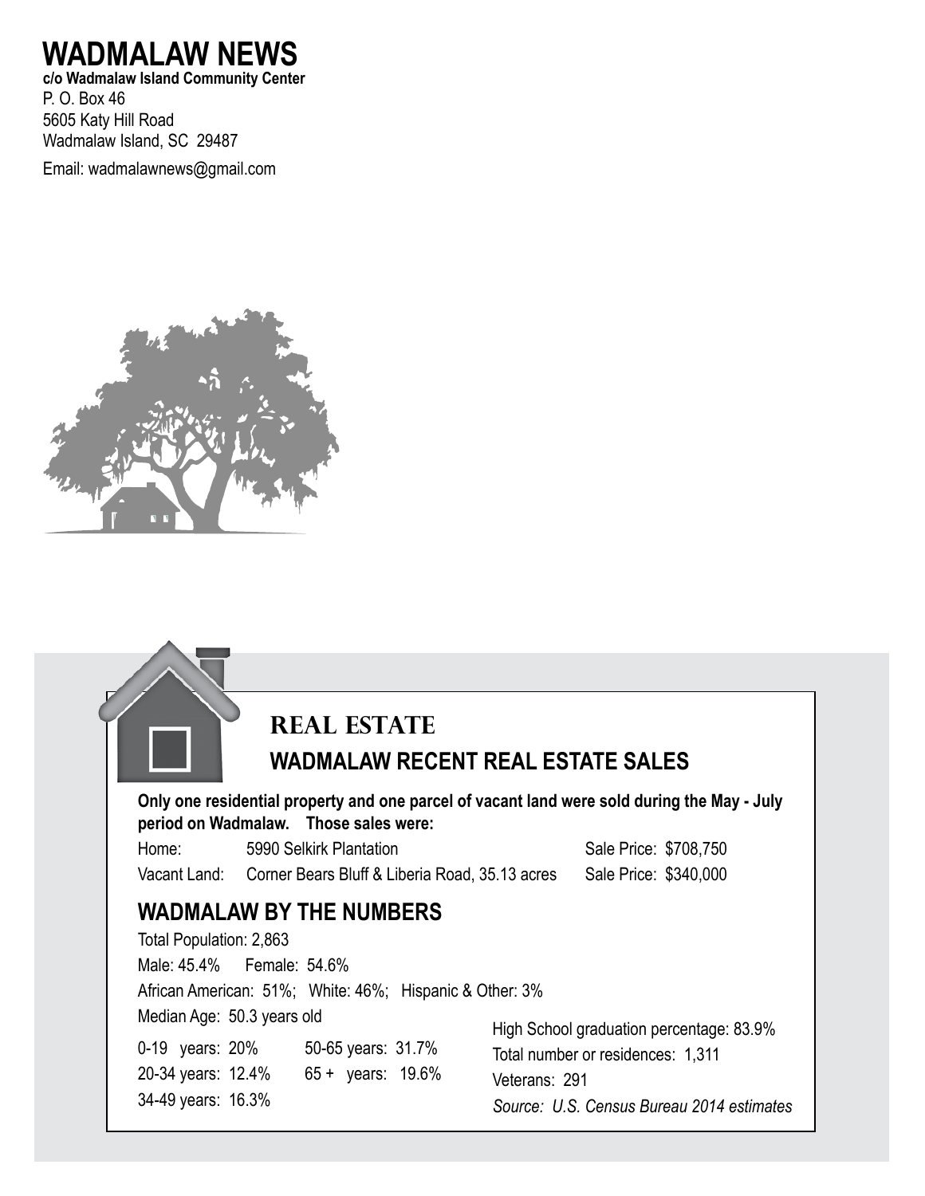# WADMALAW NEWS

**c/o Wadmalaw Island Community Center**
P. O. Box 46
5605 Katy Hill Road
Wadmalaw Island, SC 29487

Email: wadmalawnews@gmail.com

## REAL ESTATE

### WADMALAW RECENT REAL ESTATE SALES

**Only one residential property and one parcel of vacant land were sold during the May - July period on Wadmalaw. Those sales were:**

| | | |
|---|---|---|
| Home: | 5990 Selkirk Plantation | Sale Price: $708,750 |
| Vacant Land: | Corner Bears Bluff & Liberia Road, 35.13 acres | Sale Price: $340,000 |

### WADMALAW BY THE NUMBERS

Total Population: 2,863

Male: 45.4% Female: 54.6%

African American: 51%; White: 46%; Hispanic & Other: 3%

Median Age: 50.3 years old

0-19 years: 20%
20-34 years: 12.4%
34-49 years: 16.3%
50-65 years: 31.7%
65 + years: 19.6%

High School graduation percentage: 83.9%

Total number or residences: 1,311

Veterans: 291

*Source: U.S. Census Bureau 2014 estimates*